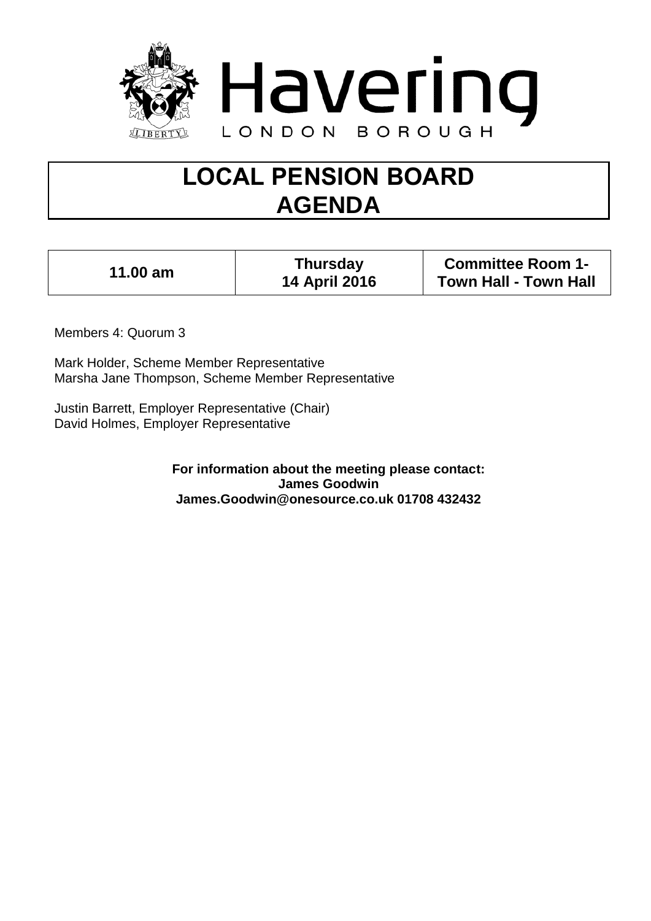Havering

LONDON BOROUGH

# LOCAL PENSION BOARD AGENDA

| 11.00 am | Thursday 14 April 2016 | Committee Room 1- Town Hall - Town Hall |
|---|---|---|

Members 4: Quorum 3

Mark Holder, Scheme Member Representative
Marsha Jane Thompson, Scheme Member Representative

Justin Barrett, Employer Representative (Chair)
David Holmes, Employer Representative

**For information about the meeting please contact:**
**James Goodwin**
**James.Goodwin@onesource.co.uk 01708 432432**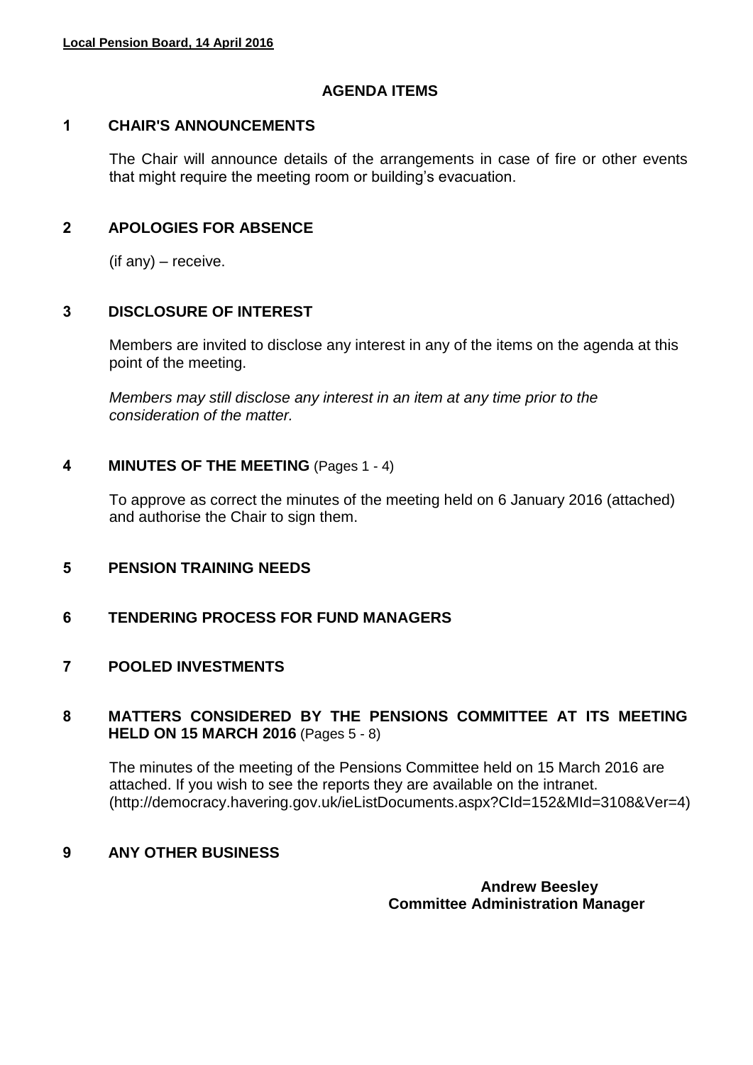**Local Pension Board, 14 April 2016**

## AGENDA ITEMS

### 1 CHAIR'S ANNOUNCEMENTS

The Chair will announce details of the arrangements in case of fire or other events that might require the meeting room or building's evacuation.

### 2 APOLOGIES FOR ABSENCE

(if any) – receive.

### 3 DISCLOSURE OF INTEREST

Members are invited to disclose any interest in any of the items on the agenda at this point of the meeting.

*Members may still disclose any interest in an item at any time prior to the consideration of the matter.*

### 4 MINUTES OF THE MEETING (Pages 1 - 4)

To approve as correct the minutes of the meeting held on 6 January 2016 (attached) and authorise the Chair to sign them.

### 5 PENSION TRAINING NEEDS

### 6 TENDERING PROCESS FOR FUND MANAGERS

### 7 POOLED INVESTMENTS

### 8 MATTERS CONSIDERED BY THE PENSIONS COMMITTEE AT ITS MEETING HELD ON 15 MARCH 2016 (Pages 5 - 8)

The minutes of the meeting of the Pensions Committee held on 15 March 2016 are attached. If you wish to see the reports they are available on the intranet. (http://democracy.havering.gov.uk/ieListDocuments.aspx?CId=152&MId=3108&Ver=4)

### 9 ANY OTHER BUSINESS

**Andrew Beesley**
**Committee Administration Manager**